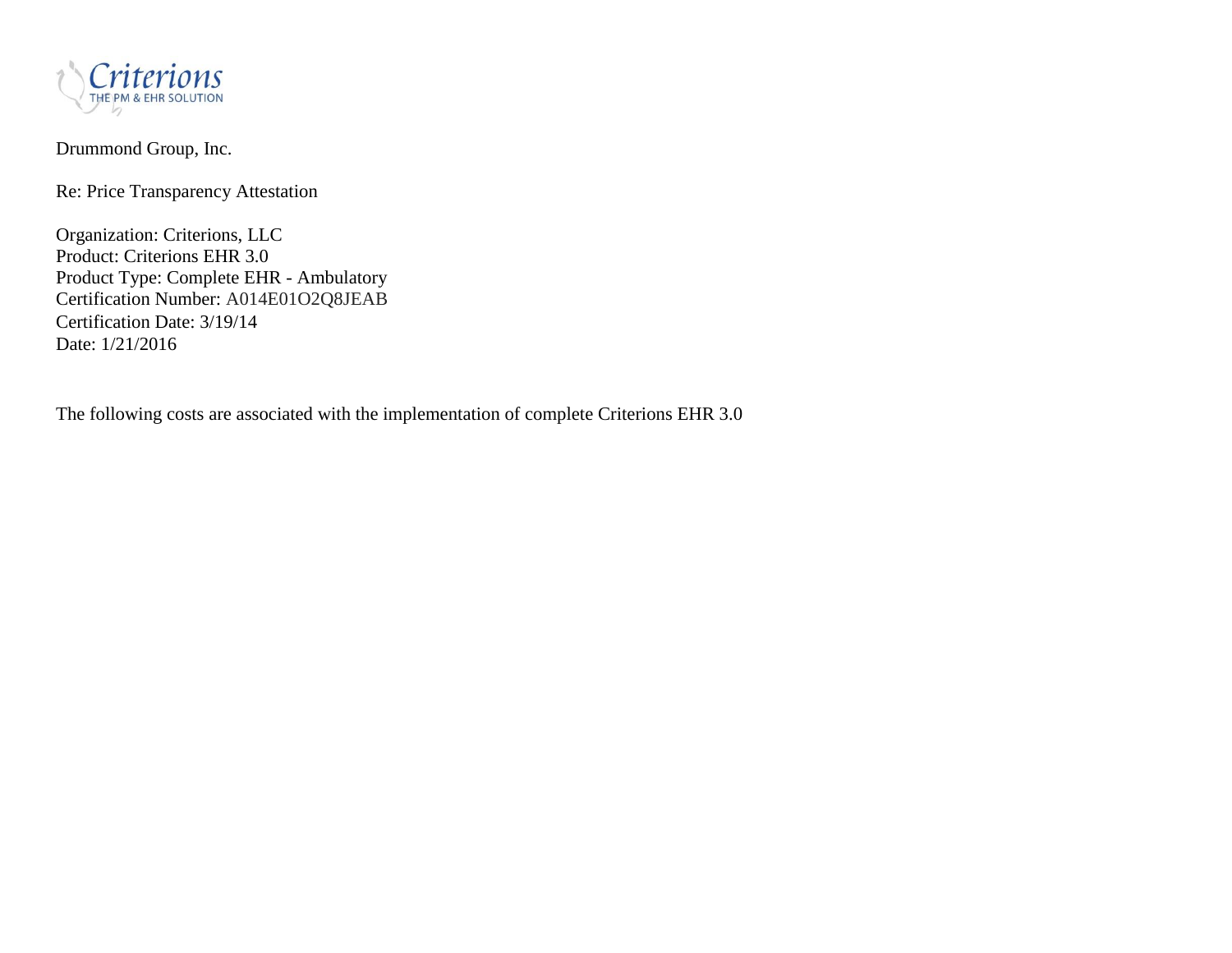Criterions
THE PM & EHR SOLUTION

Drummond Group, Inc.

Re: Price Transparency Attestation

Organization: Criterions, LLC
Product: Criterions EHR 3.0
Product Type: Complete EHR - Ambulatory
Certification Number: A014E01O2Q8JEAB
Certification Date: 3/19/14
Date: 1/21/2016

The following costs are associated with the implementation of complete Criterions EHR 3.0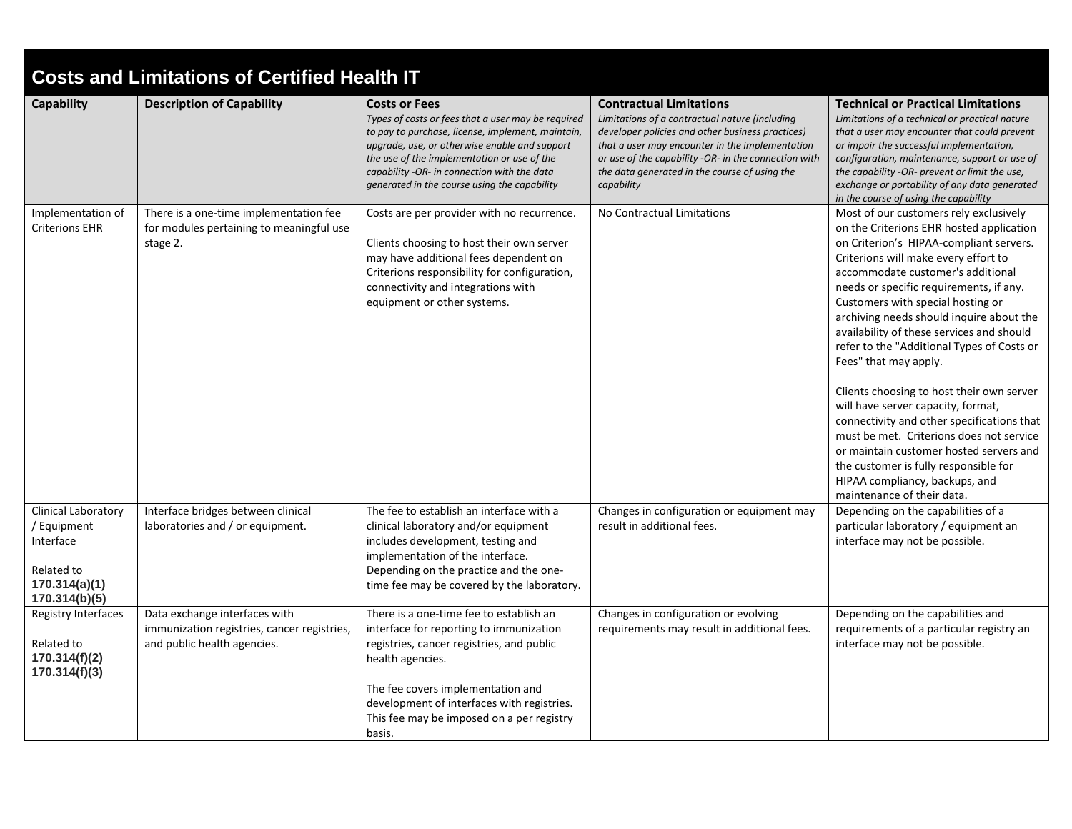## Costs and Limitations of Certified Health IT

| Capability | Description of Capability | Costs or Fees<br>*Types of costs or fees that a user may be required to pay to purchase, license, implement, maintain, upgrade, use, or otherwise enable and support the use of the implementation or use of the capability -OR- in connection with the data generated in the course using the capability* | Contractual Limitations<br>*Limitations of a contractual nature (including developer policies and other business practices) that a user may encounter in the implementation or use of the capability -OR- in the connection with the data generated in the course of using the capability* | Technical or Practical Limitations<br>*Limitations of a technical or practical nature that a user may encounter that could prevent or impair the successful implementation, configuration, maintenance, support or use of the capability -OR- prevent or limit the use, exchange or portability of any data generated in the course of using the capability* |
|---|---|---|---|---|
| Implementation of Criterions EHR | There is a one-time implementation fee for modules pertaining to meaningful use stage 2. | Costs are per provider with no recurrence.<br><br>Clients choosing to host their own server may have additional fees dependent on Criterions responsibility for configuration, connectivity and integrations with equipment or other systems. | No Contractual Limitations | Most of our customers rely exclusively on the Criterions EHR hosted application on Criterion's HIPAA-compliant servers. Criterions will make every effort to accommodate customer's additional needs or specific requirements, if any. Customers with special hosting or archiving needs should inquire about the availability of these services and should refer to the "Additional Types of Costs or Fees" that may apply.<br><br>Clients choosing to host their own server will have server capacity, format, connectivity and other specifications that must be met. Criterions does not service or maintain customer hosted servers and the customer is fully responsible for HIPAA compliancy, backups, and maintenance of their data. |
| Clinical Laboratory / Equipment Interface<br><br>Related to<br>**170.314(a)(1)**<br>**170.314(b)(5)** | Interface bridges between clinical laboratories and / or equipment. | The fee to establish an interface with a clinical laboratory and/or equipment includes development, testing and implementation of the interface. Depending on the practice and the one-time fee may be covered by the laboratory. | Changes in configuration or equipment may result in additional fees. | Depending on the capabilities of a particular laboratory / equipment an interface may not be possible. |
| Registry Interfaces<br><br>Related to<br>**170.314(f)(2)**<br>**170.314(f)(3)** | Data exchange interfaces with immunization registries, cancer registries, and public health agencies. | There is a one-time fee to establish an interface for reporting to immunization registries, cancer registries, and public health agencies.<br><br>The fee covers implementation and development of interfaces with registries. This fee may be imposed on a per registry basis. | Changes in configuration or evolving requirements may result in additional fees. | Depending on the capabilities and requirements of a particular registry an interface may not be possible. |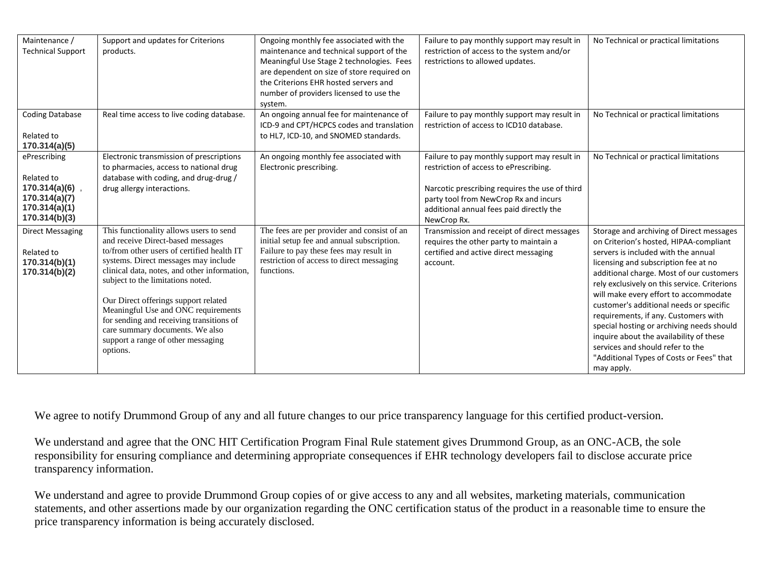| Maintenance / Technical Support | Support and updates for Criterions products. | Ongoing monthly fee associated with the maintenance and technical support of the Meaningful Use Stage 2 technologies. Fees are dependent on size of store required on the Criterions EHR hosted servers and number of providers licensed to use the system. | Failure to pay monthly support may result in restriction of access to the system and/or restrictions to allowed updates. | No Technical or practical limitations |
|---|---|---|---|---|
| Coding Database<br><br>Related to **170.314(a)(5)** | Real time access to live coding database. | An ongoing annual fee for maintenance of ICD-9 and CPT/HCPCS codes and translation to HL7, ICD-10, and SNOMED standards. | Failure to pay monthly support may result in restriction of access to ICD10 database. | No Technical or practical limitations |
| ePrescribing<br><br>Related to **170.314(a)(6)** , **170.314(a)(7)** **170.314(a)(1)** **170.314(b)(3)** | Electronic transmission of prescriptions to pharmacies, access to national drug database with coding, and drug-drug / drug allergy interactions. | An ongoing monthly fee associated with Electronic prescribing. | Failure to pay monthly support may result in restriction of access to ePrescribing.<br><br>Narcotic prescribing requires the use of third party tool from NewCrop Rx and incurs additional annual fees paid directly the NewCrop Rx. | No Technical or practical limitations |
| Direct Messaging<br><br>Related to **170.314(b)(1)** **170.314(b)(2)** | This functionality allows users to send and receive Direct-based messages to/from other users of certified health IT systems. Direct messages may include clinical data, notes, and other information, subject to the limitations noted.<br><br>Our Direct offerings support related Meaningful Use and ONC requirements for sending and receiving transitions of care summary documents. We also support a range of other messaging options. | The fees are per provider and consist of an initial setup fee and annual subscription. Failure to pay these fees may result in restriction of access to direct messaging functions. | Transmission and receipt of direct messages requires the other party to maintain a certified and active direct messaging account. | Storage and archiving of Direct messages on Criterion's hosted, HIPAA-compliant servers is included with the annual licensing and subscription fee at no additional charge. Most of our customers rely exclusively on this service. Criterions will make every effort to accommodate customer's additional needs or specific requirements, if any. Customers with special hosting or archiving needs should inquire about the availability of these services and should refer to the "Additional Types of Costs or Fees" that may apply. |

We agree to notify Drummond Group of any and all future changes to our price transparency language for this certified product-version.

We understand and agree that the ONC HIT Certification Program Final Rule statement gives Drummond Group, as an ONC-ACB, the sole responsibility for ensuring compliance and determining appropriate consequences if EHR technology developers fail to disclose accurate price transparency information.

We understand and agree to provide Drummond Group copies of or give access to any and all websites, marketing materials, communication statements, and other assertions made by our organization regarding the ONC certification status of the product in a reasonable time to ensure the price transparency information is being accurately disclosed.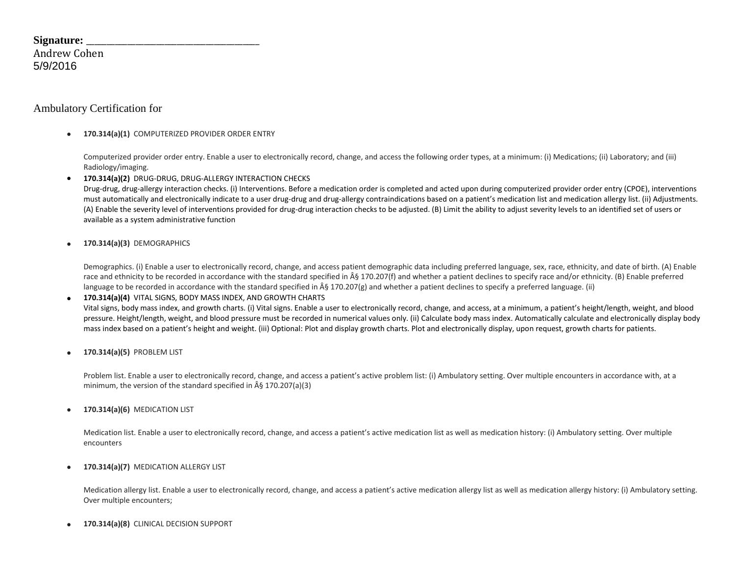**Signature:** ______________________________
Andrew Cohen
5/9/2016

Ambulatory Certification for

- **170.314(a)(1)** COMPUTERIZED PROVIDER ORDER ENTRY

  Computerized provider order entry. Enable a user to electronically record, change, and access the following order types, at a minimum: (i) Medications; (ii) Laboratory; and (iii) Radiology/imaging.

- **170.314(a)(2)** DRUG-DRUG, DRUG-ALLERGY INTERACTION CHECKS
  Drug-drug, drug-allergy interaction checks. (i) Interventions. Before a medication order is completed and acted upon during computerized provider order entry (CPOE), interventions must automatically and electronically indicate to a user drug-drug and drug-allergy contraindications based on a patient's medication list and medication allergy list. (ii) Adjustments. (A) Enable the severity level of interventions provided for drug-drug interaction checks to be adjusted. (B) Limit the ability to adjust severity levels to an identified set of users or available as a system administrative function

- **170.314(a)(3)** DEMOGRAPHICS

  Demographics. (i) Enable a user to electronically record, change, and access patient demographic data including preferred language, sex, race, ethnicity, and date of birth. (A) Enable race and ethnicity to be recorded in accordance with the standard specified in Â§ 170.207(f) and whether a patient declines to specify race and/or ethnicity. (B) Enable preferred language to be recorded in accordance with the standard specified in Â§ 170.207(g) and whether a patient declines to specify a preferred language. (ii)

- **170.314(a)(4)** VITAL SIGNS, BODY MASS INDEX, AND GROWTH CHARTS
  Vital signs, body mass index, and growth charts. (i) Vital signs. Enable a user to electronically record, change, and access, at a minimum, a patient's height/length, weight, and blood pressure. Height/length, weight, and blood pressure must be recorded in numerical values only. (ii) Calculate body mass index. Automatically calculate and electronically display body mass index based on a patient's height and weight. (iii) Optional: Plot and display growth charts. Plot and electronically display, upon request, growth charts for patients.

- **170.314(a)(5)** PROBLEM LIST

  Problem list. Enable a user to electronically record, change, and access a patient's active problem list: (i) Ambulatory setting. Over multiple encounters in accordance with, at a minimum, the version of the standard specified in Â§ 170.207(a)(3)

- **170.314(a)(6)** MEDICATION LIST

  Medication list. Enable a user to electronically record, change, and access a patient's active medication list as well as medication history: (i) Ambulatory setting. Over multiple encounters

- **170.314(a)(7)** MEDICATION ALLERGY LIST

  Medication allergy list. Enable a user to electronically record, change, and access a patient's active medication allergy list as well as medication allergy history: (i) Ambulatory setting. Over multiple encounters;

- **170.314(a)(8)** CLINICAL DECISION SUPPORT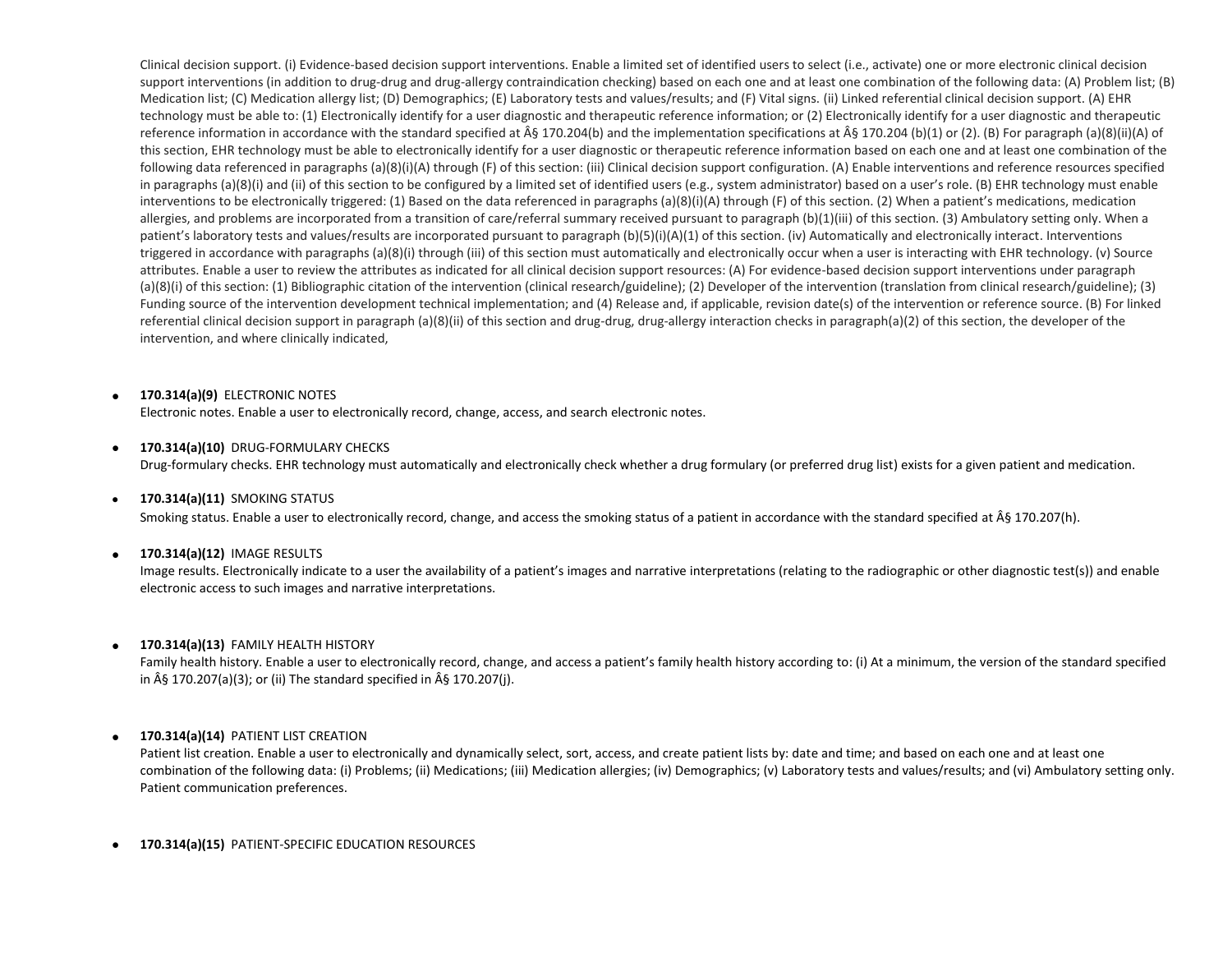Clinical decision support. (i) Evidence-based decision support interventions. Enable a limited set of identified users to select (i.e., activate) one or more electronic clinical decision support interventions (in addition to drug-drug and drug-allergy contraindication checking) based on each one and at least one combination of the following data: (A) Problem list; (B) Medication list; (C) Medication allergy list; (D) Demographics; (E) Laboratory tests and values/results; and (F) Vital signs. (ii) Linked referential clinical decision support. (A) EHR technology must be able to: (1) Electronically identify for a user diagnostic and therapeutic reference information; or (2) Electronically identify for a user diagnostic and therapeutic reference information in accordance with the standard specified at Â§ 170.204(b) and the implementation specifications at Â§ 170.204 (b)(1) or (2). (B) For paragraph (a)(8)(ii)(A) of this section, EHR technology must be able to electronically identify for a user diagnostic or therapeutic reference information based on each one and at least one combination of the following data referenced in paragraphs (a)(8)(i)(A) through (F) of this section: (iii) Clinical decision support configuration. (A) Enable interventions and reference resources specified in paragraphs (a)(8)(i) and (ii) of this section to be configured by a limited set of identified users (e.g., system administrator) based on a user's role. (B) EHR technology must enable interventions to be electronically triggered: (1) Based on the data referenced in paragraphs (a)(8)(i)(A) through (F) of this section. (2) When a patient's medications, medication allergies, and problems are incorporated from a transition of care/referral summary received pursuant to paragraph (b)(1)(iii) of this section. (3) Ambulatory setting only. When a patient's laboratory tests and values/results are incorporated pursuant to paragraph (b)(5)(i)(A)(1) of this section. (iv) Automatically and electronically interact. Interventions triggered in accordance with paragraphs (a)(8)(i) through (iii) of this section must automatically and electronically occur when a user is interacting with EHR technology. (v) Source attributes. Enable a user to review the attributes as indicated for all clinical decision support resources: (A) For evidence-based decision support interventions under paragraph (a)(8)(i) of this section: (1) Bibliographic citation of the intervention (clinical research/guideline); (2) Developer of the intervention (translation from clinical research/guideline); (3) Funding source of the intervention development technical implementation; and (4) Release and, if applicable, revision date(s) of the intervention or reference source. (B) For linked referential clinical decision support in paragraph (a)(8)(ii) of this section and drug-drug, drug-allergy interaction checks in paragraph(a)(2) of this section, the developer of the intervention, and where clinically indicated,

- **170.314(a)(9)** ELECTRONIC NOTES
  Electronic notes. Enable a user to electronically record, change, access, and search electronic notes.

- **170.314(a)(10)** DRUG-FORMULARY CHECKS
  Drug-formulary checks. EHR technology must automatically and electronically check whether a drug formulary (or preferred drug list) exists for a given patient and medication.

- **170.314(a)(11)** SMOKING STATUS
  Smoking status. Enable a user to electronically record, change, and access the smoking status of a patient in accordance with the standard specified at Â§ 170.207(h).

- **170.314(a)(12)** IMAGE RESULTS
  Image results. Electronically indicate to a user the availability of a patient's images and narrative interpretations (relating to the radiographic or other diagnostic test(s)) and enable electronic access to such images and narrative interpretations.

- **170.314(a)(13)** FAMILY HEALTH HISTORY
  Family health history. Enable a user to electronically record, change, and access a patient's family health history according to: (i) At a minimum, the version of the standard specified in Â§ 170.207(a)(3); or (ii) The standard specified in Â§ 170.207(j).

- **170.314(a)(14)** PATIENT LIST CREATION
  Patient list creation. Enable a user to electronically and dynamically select, sort, access, and create patient lists by: date and time; and based on each one and at least one combination of the following data: (i) Problems; (ii) Medications; (iii) Medication allergies; (iv) Demographics; (v) Laboratory tests and values/results; and (vi) Ambulatory setting only. Patient communication preferences.

- **170.314(a)(15)** PATIENT-SPECIFIC EDUCATION RESOURCES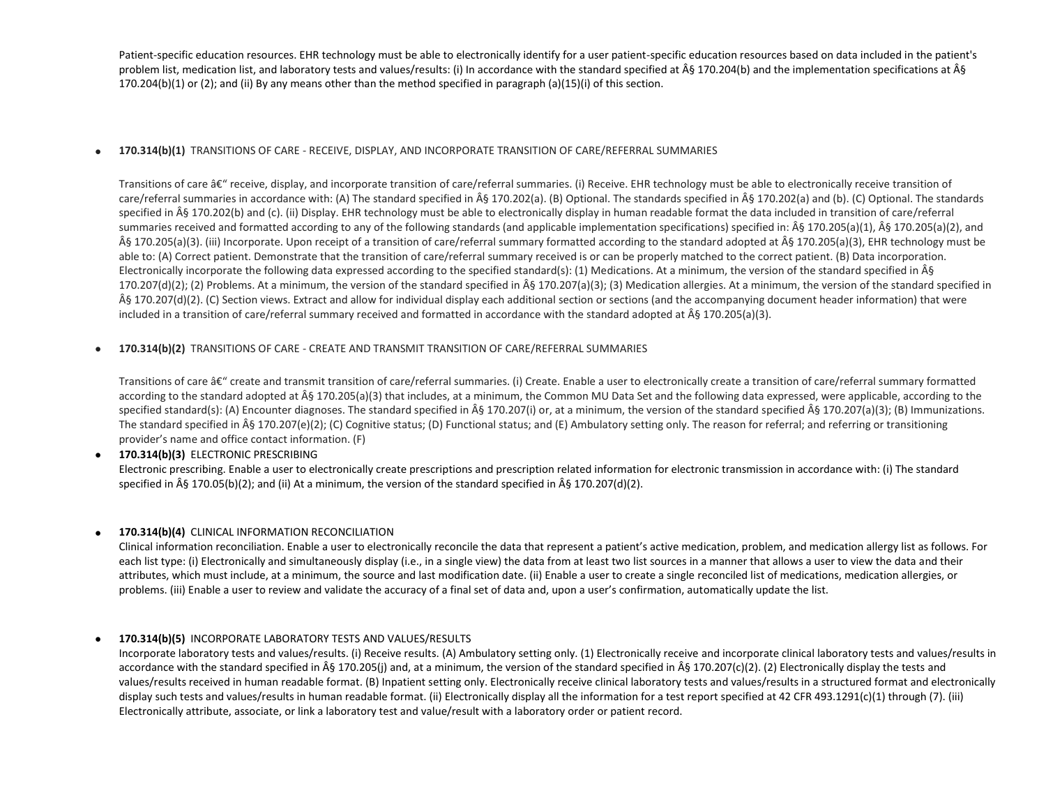Patient-specific education resources. EHR technology must be able to electronically identify for a user patient-specific education resources based on data included in the patient's problem list, medication list, and laboratory tests and values/results: (i) In accordance with the standard specified at Â§ 170.204(b) and the implementation specifications at Â§ 170.204(b)(1) or (2); and (ii) By any means other than the method specified in paragraph (a)(15)(i) of this section.

- **170.314(b)(1)** TRANSITIONS OF CARE - RECEIVE, DISPLAY, AND INCORPORATE TRANSITION OF CARE/REFERRAL SUMMARIES

  Transitions of care â€“ receive, display, and incorporate transition of care/referral summaries. (i) Receive. EHR technology must be able to electronically receive transition of care/referral summaries in accordance with: (A) The standard specified in Â§ 170.202(a). (B) Optional. The standards specified in Â§ 170.202(a) and (b). (C) Optional. The standards specified in Â§ 170.202(b) and (c). (ii) Display. EHR technology must be able to electronically display in human readable format the data included in transition of care/referral summaries received and formatted according to any of the following standards (and applicable implementation specifications) specified in: Â§ 170.205(a)(1), Â§ 170.205(a)(2), and Â§ 170.205(a)(3). (iii) Incorporate. Upon receipt of a transition of care/referral summary formatted according to the standard adopted at Â§ 170.205(a)(3), EHR technology must be able to: (A) Correct patient. Demonstrate that the transition of care/referral summary received is or can be properly matched to the correct patient. (B) Data incorporation. Electronically incorporate the following data expressed according to the specified standard(s): (1) Medications. At a minimum, the version of the standard specified in Â§ 170.207(d)(2); (2) Problems. At a minimum, the version of the standard specified in Â§ 170.207(a)(3); (3) Medication allergies. At a minimum, the version of the standard specified in Â§ 170.207(d)(2). (C) Section views. Extract and allow for individual display each additional section or sections (and the accompanying document header information) that were included in a transition of care/referral summary received and formatted in accordance with the standard adopted at Â§ 170.205(a)(3).

- **170.314(b)(2)** TRANSITIONS OF CARE - CREATE AND TRANSMIT TRANSITION OF CARE/REFERRAL SUMMARIES

  Transitions of care â€“ create and transmit transition of care/referral summaries. (i) Create. Enable a user to electronically create a transition of care/referral summary formatted according to the standard adopted at Â§ 170.205(a)(3) that includes, at a minimum, the Common MU Data Set and the following data expressed, were applicable, according to the specified standard(s): (A) Encounter diagnoses. The standard specified in Â§ 170.207(i) or, at a minimum, the version of the standard specified Â§ 170.207(a)(3); (B) Immunizations. The standard specified in Â§ 170.207(e)(2); (C) Cognitive status; (D) Functional status; and (E) Ambulatory setting only. The reason for referral; and referring or transitioning provider's name and office contact information. (F)

- **170.314(b)(3)** ELECTRONIC PRESCRIBING
  Electronic prescribing. Enable a user to electronically create prescriptions and prescription related information for electronic transmission in accordance with: (i) The standard specified in Â§ 170.05(b)(2); and (ii) At a minimum, the version of the standard specified in Â§ 170.207(d)(2).

- **170.314(b)(4)** CLINICAL INFORMATION RECONCILIATION
  Clinical information reconciliation. Enable a user to electronically reconcile the data that represent a patient's active medication, problem, and medication allergy list as follows. For each list type: (i) Electronically and simultaneously display (i.e., in a single view) the data from at least two list sources in a manner that allows a user to view the data and their attributes, which must include, at a minimum, the source and last modification date. (ii) Enable a user to create a single reconciled list of medications, medication allergies, or problems. (iii) Enable a user to review and validate the accuracy of a final set of data and, upon a user's confirmation, automatically update the list.

- **170.314(b)(5)** INCORPORATE LABORATORY TESTS AND VALUES/RESULTS
  Incorporate laboratory tests and values/results. (i) Receive results. (A) Ambulatory setting only. (1) Electronically receive and incorporate clinical laboratory tests and values/results in accordance with the standard specified in Â§ 170.205(j) and, at a minimum, the version of the standard specified in Â§ 170.207(c)(2). (2) Electronically display the tests and values/results received in human readable format. (B) Inpatient setting only. Electronically receive clinical laboratory tests and values/results in a structured format and electronically display such tests and values/results in human readable format. (ii) Electronically display all the information for a test report specified at 42 CFR 493.1291(c)(1) through (7). (iii) Electronically attribute, associate, or link a laboratory test and value/result with a laboratory order or patient record.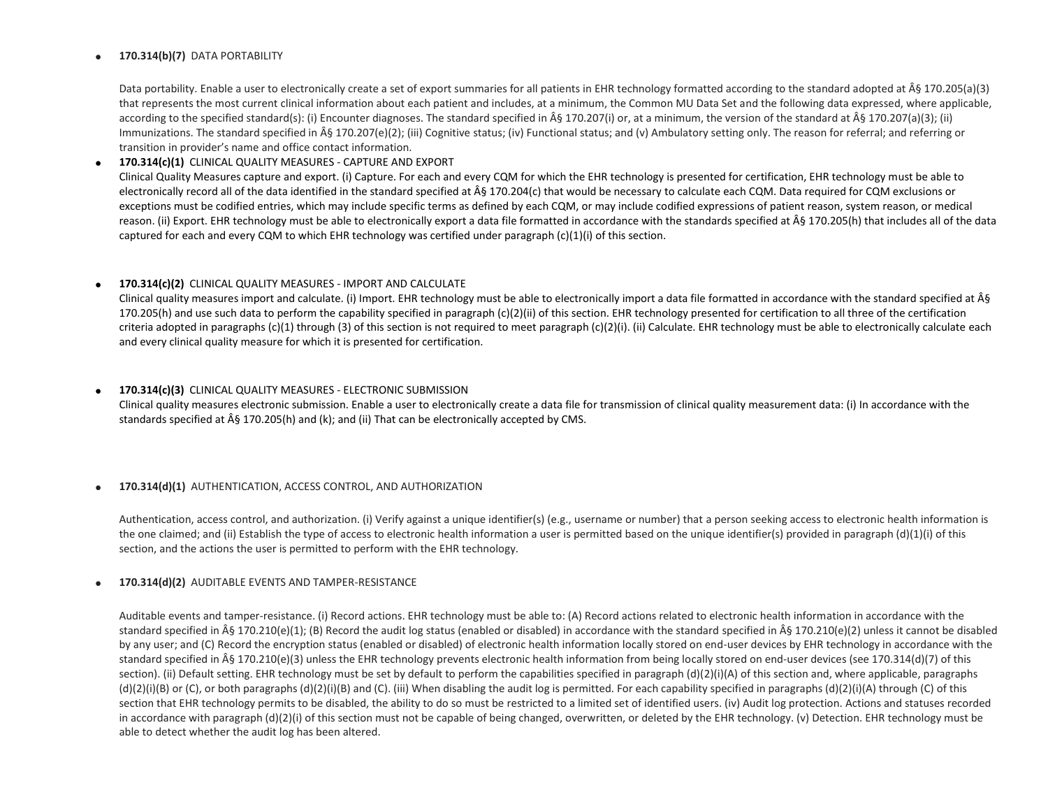- **170.314(b)(7)** DATA PORTABILITY

  Data portability. Enable a user to electronically create a set of export summaries for all patients in EHR technology formatted according to the standard adopted at Â§ 170.205(a)(3) that represents the most current clinical information about each patient and includes, at a minimum, the Common MU Data Set and the following data expressed, where applicable, according to the specified standard(s): (i) Encounter diagnoses. The standard specified in Â§ 170.207(i) or, at a minimum, the version of the standard at Â§ 170.207(a)(3); (ii) Immunizations. The standard specified in Â§ 170.207(e)(2); (iii) Cognitive status; (iv) Functional status; and (v) Ambulatory setting only. The reason for referral; and referring or transition in provider's name and office contact information.

- **170.314(c)(1)** CLINICAL QUALITY MEASURES - CAPTURE AND EXPORT
  Clinical Quality Measures capture and export. (i) Capture. For each and every CQM for which the EHR technology is presented for certification, EHR technology must be able to electronically record all of the data identified in the standard specified at Â§ 170.204(c) that would be necessary to calculate each CQM. Data required for CQM exclusions or exceptions must be codified entries, which may include specific terms as defined by each CQM, or may include codified expressions of patient reason, system reason, or medical reason. (ii) Export. EHR technology must be able to electronically export a data file formatted in accordance with the standards specified at Â§ 170.205(h) that includes all of the data captured for each and every CQM to which EHR technology was certified under paragraph (c)(1)(i) of this section.

- **170.314(c)(2)** CLINICAL QUALITY MEASURES - IMPORT AND CALCULATE
  Clinical quality measures import and calculate. (i) Import. EHR technology must be able to electronically import a data file formatted in accordance with the standard specified at Â§ 170.205(h) and use such data to perform the capability specified in paragraph (c)(2)(ii) of this section. EHR technology presented for certification to all three of the certification criteria adopted in paragraphs (c)(1) through (3) of this section is not required to meet paragraph (c)(2)(i). (ii) Calculate. EHR technology must be able to electronically calculate each and every clinical quality measure for which it is presented for certification.

- **170.314(c)(3)** CLINICAL QUALITY MEASURES - ELECTRONIC SUBMISSION
  Clinical quality measures electronic submission. Enable a user to electronically create a data file for transmission of clinical quality measurement data: (i) In accordance with the standards specified at Â§ 170.205(h) and (k); and (ii) That can be electronically accepted by CMS.

- **170.314(d)(1)** AUTHENTICATION, ACCESS CONTROL, AND AUTHORIZATION

  Authentication, access control, and authorization. (i) Verify against a unique identifier(s) (e.g., username or number) that a person seeking access to electronic health information is the one claimed; and (ii) Establish the type of access to electronic health information a user is permitted based on the unique identifier(s) provided in paragraph (d)(1)(i) of this section, and the actions the user is permitted to perform with the EHR technology.

- **170.314(d)(2)** AUDITABLE EVENTS AND TAMPER-RESISTANCE

  Auditable events and tamper-resistance. (i) Record actions. EHR technology must be able to: (A) Record actions related to electronic health information in accordance with the standard specified in Â§ 170.210(e)(1); (B) Record the audit log status (enabled or disabled) in accordance with the standard specified in Â§ 170.210(e)(2) unless it cannot be disabled by any user; and (C) Record the encryption status (enabled or disabled) of electronic health information locally stored on end-user devices by EHR technology in accordance with the standard specified in Â§ 170.210(e)(3) unless the EHR technology prevents electronic health information from being locally stored on end-user devices (see 170.314(d)(7) of this section). (ii) Default setting. EHR technology must be set by default to perform the capabilities specified in paragraph (d)(2)(i)(A) of this section and, where applicable, paragraphs (d)(2)(i)(B) or (C), or both paragraphs (d)(2)(i)(B) and (C). (iii) When disabling the audit log is permitted. For each capability specified in paragraphs (d)(2)(i)(A) through (C) of this section that EHR technology permits to be disabled, the ability to do so must be restricted to a limited set of identified users. (iv) Audit log protection. Actions and statuses recorded in accordance with paragraph (d)(2)(i) of this section must not be capable of being changed, overwritten, or deleted by the EHR technology. (v) Detection. EHR technology must be able to detect whether the audit log has been altered.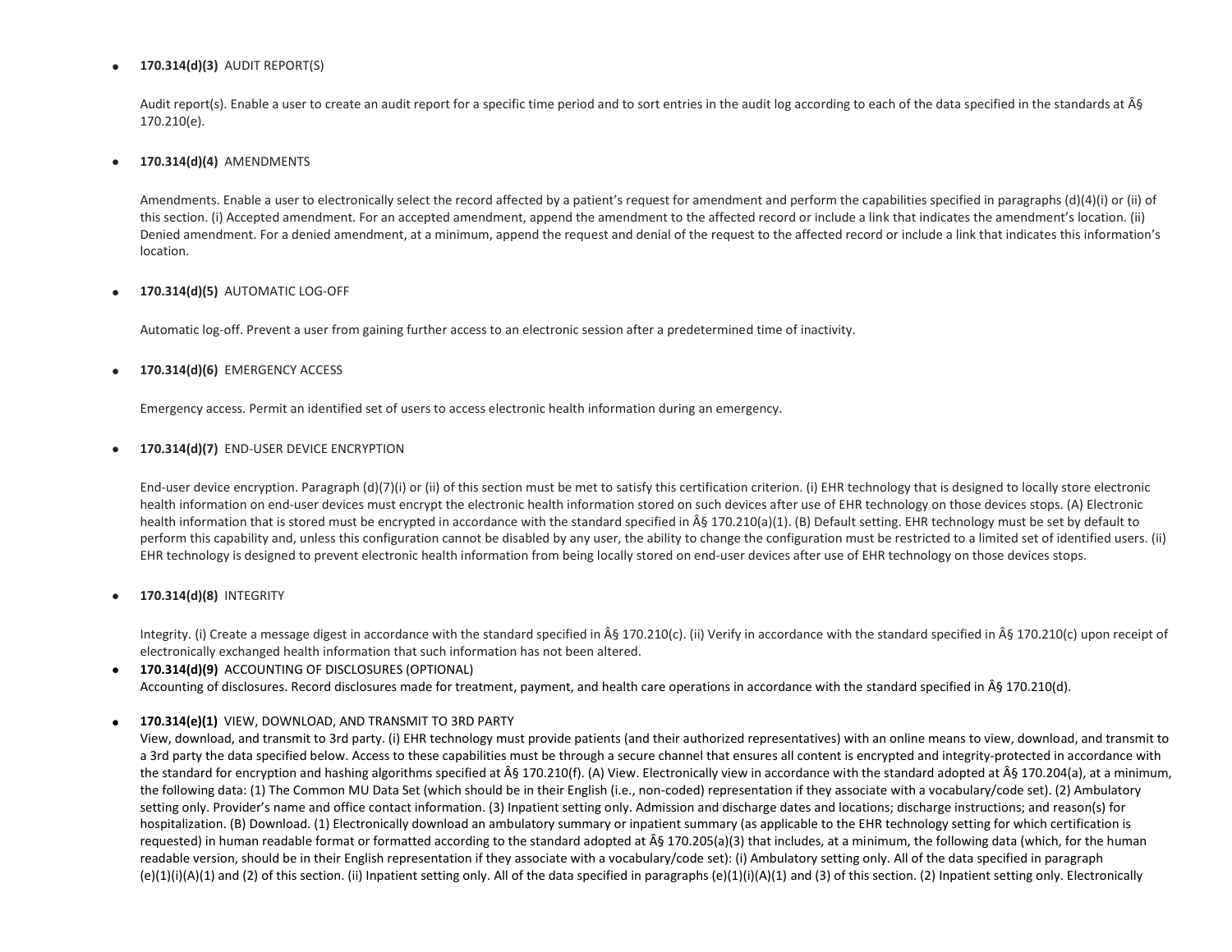- **170.314(d)(3)** AUDIT REPORT(S)

  Audit report(s). Enable a user to create an audit report for a specific time period and to sort entries in the audit log according to each of the data specified in the standards at Â§ 170.210(e).

- **170.314(d)(4)** AMENDMENTS

  Amendments. Enable a user to electronically select the record affected by a patient's request for amendment and perform the capabilities specified in paragraphs (d)(4)(i) or (ii) of this section. (i) Accepted amendment. For an accepted amendment, append the amendment to the affected record or include a link that indicates the amendment's location. (ii) Denied amendment. For a denied amendment, at a minimum, append the request and denial of the request to the affected record or include a link that indicates this information's location.

- **170.314(d)(5)** AUTOMATIC LOG-OFF

  Automatic log-off. Prevent a user from gaining further access to an electronic session after a predetermined time of inactivity.

- **170.314(d)(6)** EMERGENCY ACCESS

  Emergency access. Permit an identified set of users to access electronic health information during an emergency.

- **170.314(d)(7)** END-USER DEVICE ENCRYPTION

  End-user device encryption. Paragraph (d)(7)(i) or (ii) of this section must be met to satisfy this certification criterion. (i) EHR technology that is designed to locally store electronic health information on end-user devices must encrypt the electronic health information stored on such devices after use of EHR technology on those devices stops. (A) Electronic health information that is stored must be encrypted in accordance with the standard specified in Â§ 170.210(a)(1). (B) Default setting. EHR technology must be set by default to perform this capability and, unless this configuration cannot be disabled by any user, the ability to change the configuration must be restricted to a limited set of identified users. (ii) EHR technology is designed to prevent electronic health information from being locally stored on end-user devices after use of EHR technology on those devices stops.

- **170.314(d)(8)** INTEGRITY

  Integrity. (i) Create a message digest in accordance with the standard specified in Â§ 170.210(c). (ii) Verify in accordance with the standard specified in Â§ 170.210(c) upon receipt of electronically exchanged health information that such information has not been altered.

- **170.314(d)(9)** ACCOUNTING OF DISCLOSURES (OPTIONAL)
  Accounting of disclosures. Record disclosures made for treatment, payment, and health care operations in accordance with the standard specified in Â§ 170.210(d).

- **170.314(e)(1)** VIEW, DOWNLOAD, AND TRANSMIT TO 3RD PARTY
  View, download, and transmit to 3rd party. (i) EHR technology must provide patients (and their authorized representatives) with an online means to view, download, and transmit to a 3rd party the data specified below. Access to these capabilities must be through a secure channel that ensures all content is encrypted and integrity-protected in accordance with the standard for encryption and hashing algorithms specified at Â§ 170.210(f). (A) View. Electronically view in accordance with the standard adopted at Â§ 170.204(a), at a minimum, the following data: (1) The Common MU Data Set (which should be in their English (i.e., non-coded) representation if they associate with a vocabulary/code set). (2) Ambulatory setting only. Provider's name and office contact information. (3) Inpatient setting only. Admission and discharge dates and locations; discharge instructions; and reason(s) for hospitalization. (B) Download. (1) Electronically download an ambulatory summary or inpatient summary (as applicable to the EHR technology setting for which certification is requested) in human readable format or formatted according to the standard adopted at Â§ 170.205(a)(3) that includes, at a minimum, the following data (which, for the human readable version, should be in their English representation if they associate with a vocabulary/code set): (i) Ambulatory setting only. All of the data specified in paragraph (e)(1)(i)(A)(1) and (2) of this section. (ii) Inpatient setting only. All of the data specified in paragraphs (e)(1)(i)(A)(1) and (3) of this section. (2) Inpatient setting only. Electronically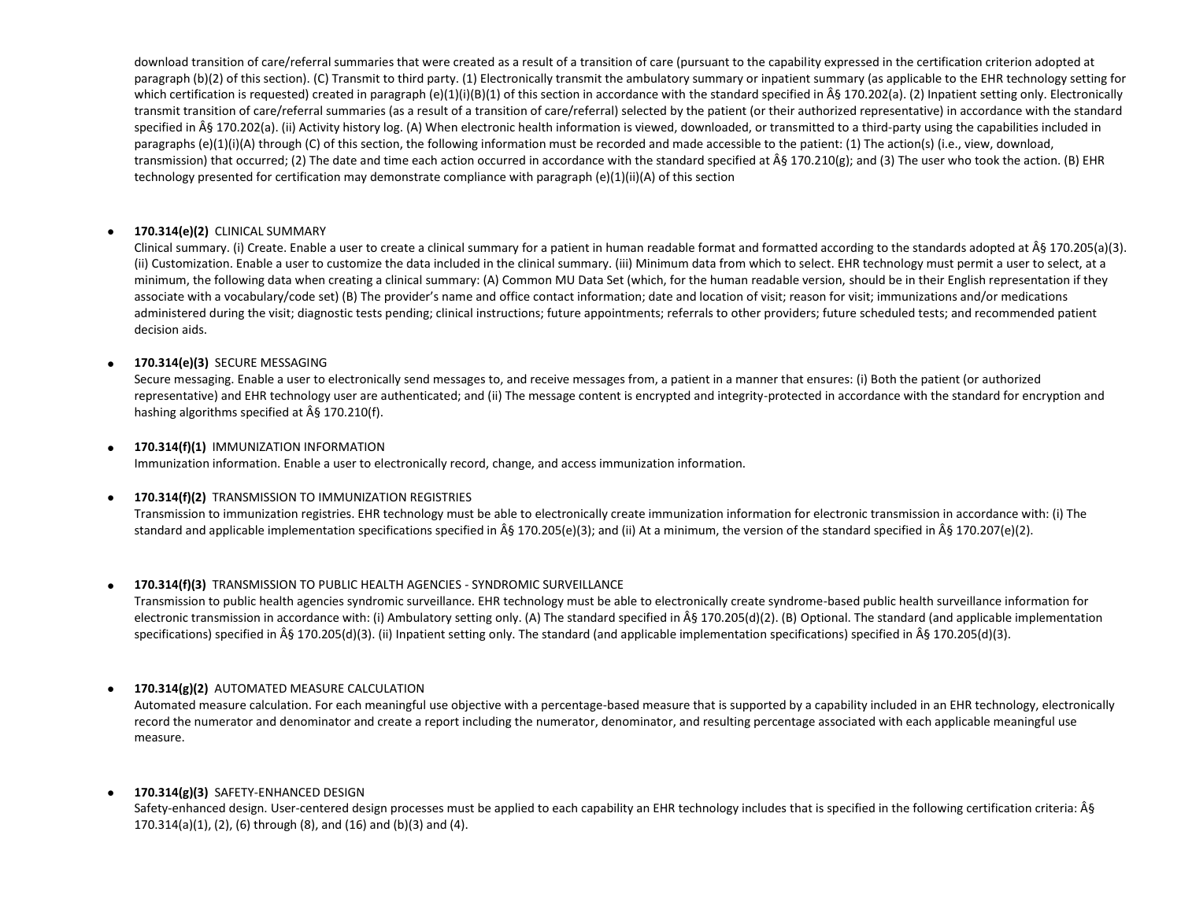download transition of care/referral summaries that were created as a result of a transition of care (pursuant to the capability expressed in the certification criterion adopted at paragraph (b)(2) of this section). (C) Transmit to third party. (1) Electronically transmit the ambulatory summary or inpatient summary (as applicable to the EHR technology setting for which certification is requested) created in paragraph (e)(1)(i)(B)(1) of this section in accordance with the standard specified in Â§ 170.202(a). (2) Inpatient setting only. Electronically transmit transition of care/referral summaries (as a result of a transition of care/referral) selected by the patient (or their authorized representative) in accordance with the standard specified in Â§ 170.202(a). (ii) Activity history log. (A) When electronic health information is viewed, downloaded, or transmitted to a third-party using the capabilities included in paragraphs (e)(1)(i)(A) through (C) of this section, the following information must be recorded and made accessible to the patient: (1) The action(s) (i.e., view, download, transmission) that occurred; (2) The date and time each action occurred in accordance with the standard specified at Â§ 170.210(g); and (3) The user who took the action. (B) EHR technology presented for certification may demonstrate compliance with paragraph (e)(1)(ii)(A) of this section

- **170.314(e)(2)** CLINICAL SUMMARY
  Clinical summary. (i) Create. Enable a user to create a clinical summary for a patient in human readable format and formatted according to the standards adopted at Â§ 170.205(a)(3). (ii) Customization. Enable a user to customize the data included in the clinical summary. (iii) Minimum data from which to select. EHR technology must permit a user to select, at a minimum, the following data when creating a clinical summary: (A) Common MU Data Set (which, for the human readable version, should be in their English representation if they associate with a vocabulary/code set) (B) The provider's name and office contact information; date and location of visit; reason for visit; immunizations and/or medications administered during the visit; diagnostic tests pending; clinical instructions; future appointments; referrals to other providers; future scheduled tests; and recommended patient decision aids.

- **170.314(e)(3)** SECURE MESSAGING
  Secure messaging. Enable a user to electronically send messages to, and receive messages from, a patient in a manner that ensures: (i) Both the patient (or authorized representative) and EHR technology user are authenticated; and (ii) The message content is encrypted and integrity-protected in accordance with the standard for encryption and hashing algorithms specified at Â§ 170.210(f).

- **170.314(f)(1)** IMMUNIZATION INFORMATION
  Immunization information. Enable a user to electronically record, change, and access immunization information.

- **170.314(f)(2)** TRANSMISSION TO IMMUNIZATION REGISTRIES
  Transmission to immunization registries. EHR technology must be able to electronically create immunization information for electronic transmission in accordance with: (i) The standard and applicable implementation specifications specified in Â§ 170.205(e)(3); and (ii) At a minimum, the version of the standard specified in Â§ 170.207(e)(2).

- **170.314(f)(3)** TRANSMISSION TO PUBLIC HEALTH AGENCIES - SYNDROMIC SURVEILLANCE
  Transmission to public health agencies syndromic surveillance. EHR technology must be able to electronically create syndrome-based public health surveillance information for electronic transmission in accordance with: (i) Ambulatory setting only. (A) The standard specified in Â§ 170.205(d)(2). (B) Optional. The standard (and applicable implementation specifications) specified in Â§ 170.205(d)(3). (ii) Inpatient setting only. The standard (and applicable implementation specifications) specified in Â§ 170.205(d)(3).

- **170.314(g)(2)** AUTOMATED MEASURE CALCULATION
  Automated measure calculation. For each meaningful use objective with a percentage-based measure that is supported by a capability included in an EHR technology, electronically record the numerator and denominator and create a report including the numerator, denominator, and resulting percentage associated with each applicable meaningful use measure.

- **170.314(g)(3)** SAFETY-ENHANCED DESIGN
  Safety-enhanced design. User-centered design processes must be applied to each capability an EHR technology includes that is specified in the following certification criteria: Â§ 170.314(a)(1), (2), (6) through (8), and (16) and (b)(3) and (4).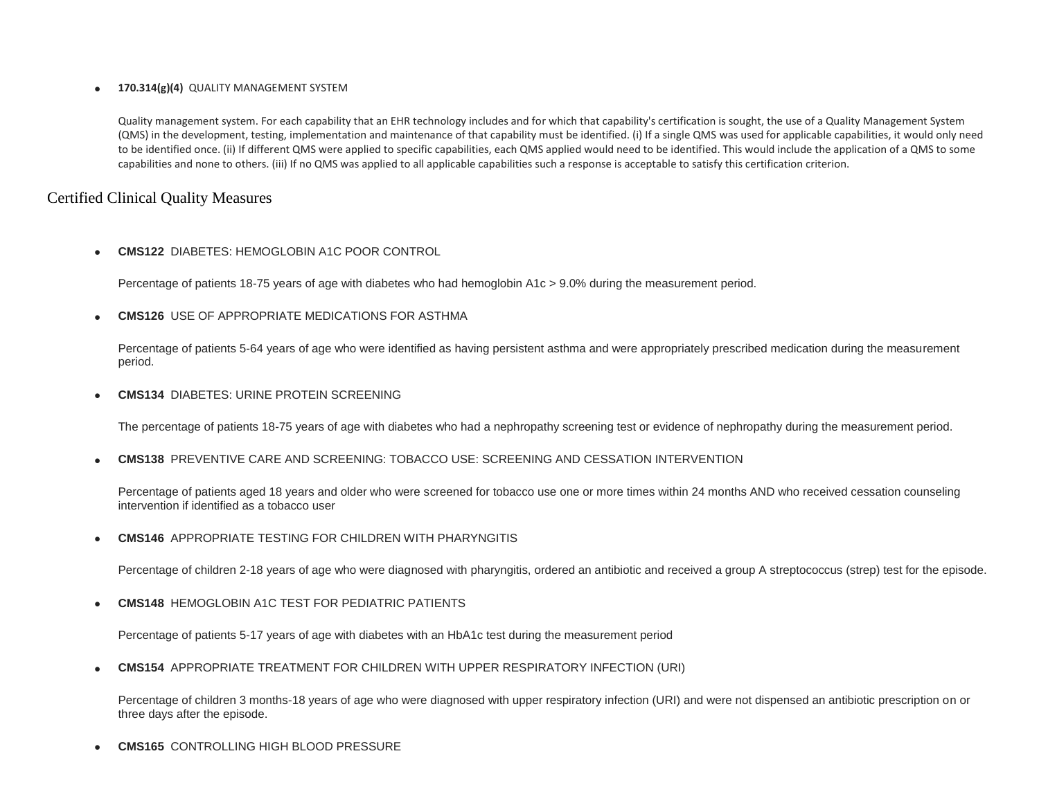- **170.314(g)(4)** QUALITY MANAGEMENT SYSTEM

  Quality management system. For each capability that an EHR technology includes and for which that capability's certification is sought, the use of a Quality Management System (QMS) in the development, testing, implementation and maintenance of that capability must be identified. (i) If a single QMS was used for applicable capabilities, it would only need to be identified once. (ii) If different QMS were applied to specific capabilities, each QMS applied would need to be identified. This would include the application of a QMS to some capabilities and none to others. (iii) If no QMS was applied to all applicable capabilities such a response is acceptable to satisfy this certification criterion.

## Certified Clinical Quality Measures

- **CMS122** DIABETES: HEMOGLOBIN A1C POOR CONTROL

  Percentage of patients 18-75 years of age with diabetes who had hemoglobin A1c > 9.0% during the measurement period.

- **CMS126** USE OF APPROPRIATE MEDICATIONS FOR ASTHMA

  Percentage of patients 5-64 years of age who were identified as having persistent asthma and were appropriately prescribed medication during the measurement period.

- **CMS134** DIABETES: URINE PROTEIN SCREENING

  The percentage of patients 18-75 years of age with diabetes who had a nephropathy screening test or evidence of nephropathy during the measurement period.

- **CMS138** PREVENTIVE CARE AND SCREENING: TOBACCO USE: SCREENING AND CESSATION INTERVENTION

  Percentage of patients aged 18 years and older who were screened for tobacco use one or more times within 24 months AND who received cessation counseling intervention if identified as a tobacco user

- **CMS146** APPROPRIATE TESTING FOR CHILDREN WITH PHARYNGITIS

  Percentage of children 2-18 years of age who were diagnosed with pharyngitis, ordered an antibiotic and received a group A streptococcus (strep) test for the episode.

- **CMS148** HEMOGLOBIN A1C TEST FOR PEDIATRIC PATIENTS

  Percentage of patients 5-17 years of age with diabetes with an HbA1c test during the measurement period

- **CMS154** APPROPRIATE TREATMENT FOR CHILDREN WITH UPPER RESPIRATORY INFECTION (URI)

  Percentage of children 3 months-18 years of age who were diagnosed with upper respiratory infection (URI) and were not dispensed an antibiotic prescription on or three days after the episode.

- **CMS165** CONTROLLING HIGH BLOOD PRESSURE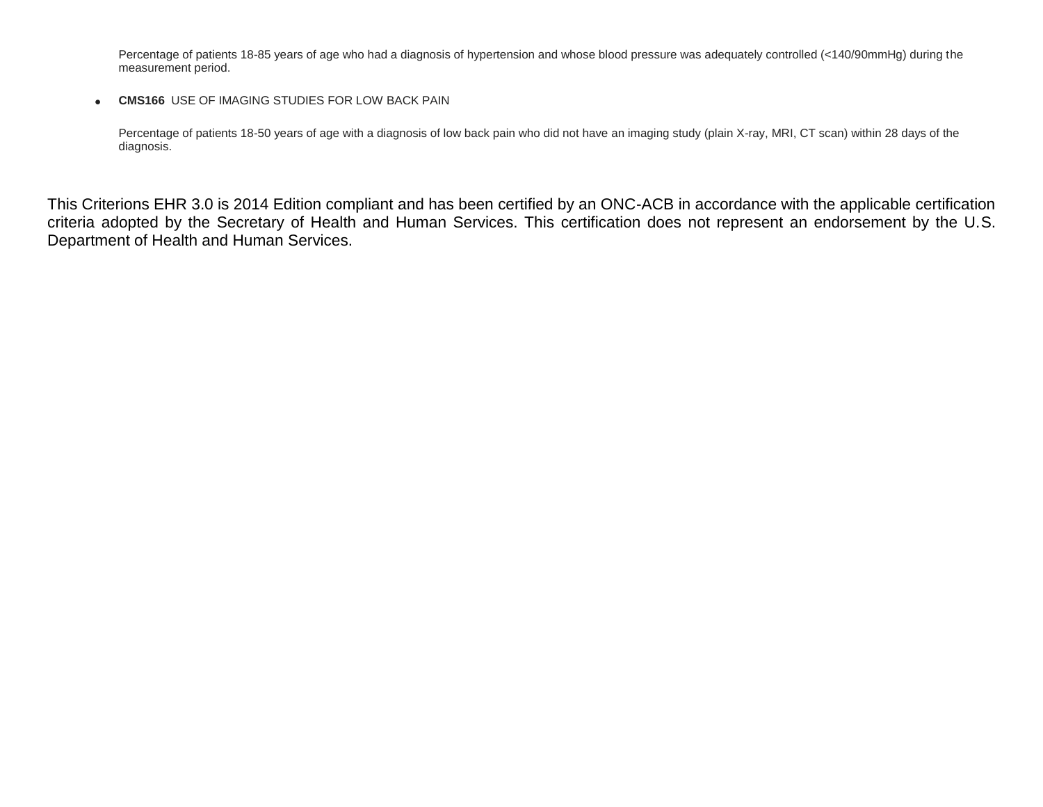Percentage of patients 18-85 years of age who had a diagnosis of hypertension and whose blood pressure was adequately controlled (<140/90mmHg) during the measurement period.

- **CMS166** USE OF IMAGING STUDIES FOR LOW BACK PAIN

  Percentage of patients 18-50 years of age with a diagnosis of low back pain who did not have an imaging study (plain X-ray, MRI, CT scan) within 28 days of the diagnosis.

This Criterions EHR 3.0 is 2014 Edition compliant and has been certified by an ONC-ACB in accordance with the applicable certification criteria adopted by the Secretary of Health and Human Services. This certification does not represent an endorsement by the U.S. Department of Health and Human Services.